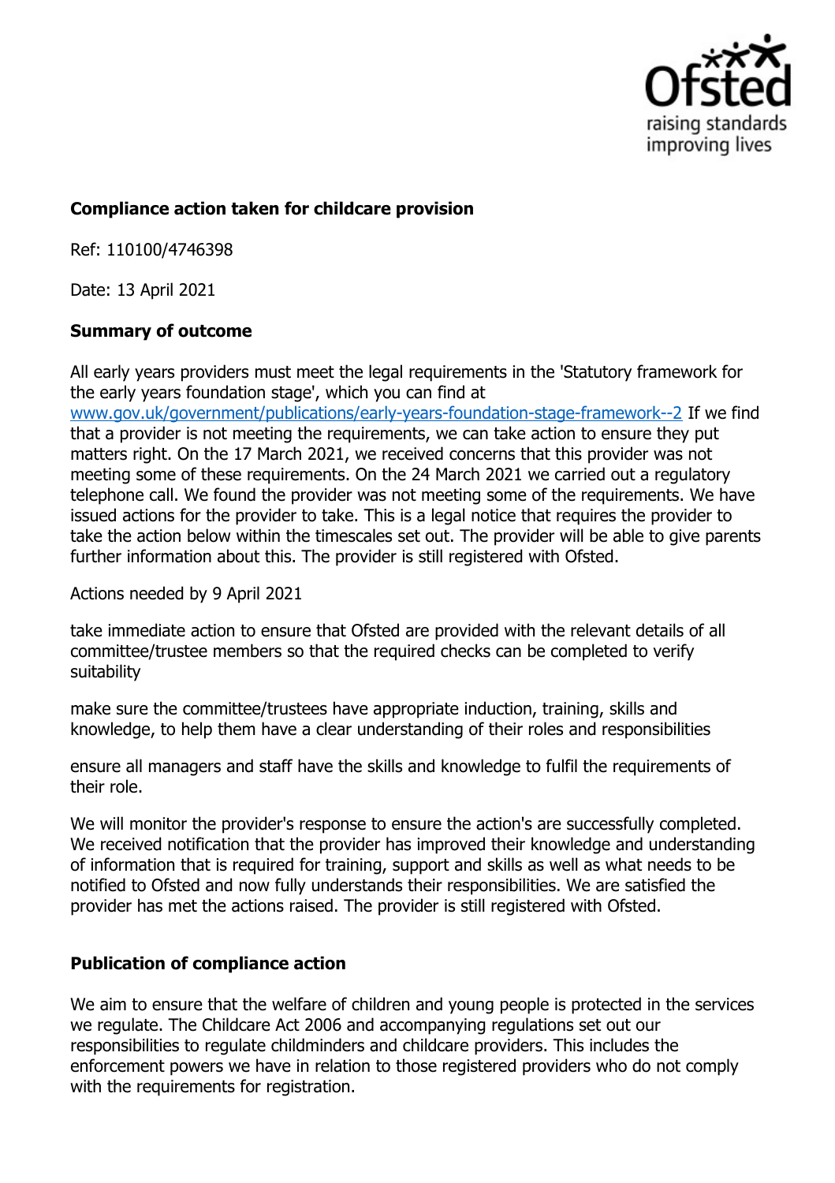## Compliance action taken for childcare provision

Ref: 110100/4746398

Date: 13 April 2021

### Summary of outcome

All early years providers must meet the legal requirements in the 'Statutory framework for the early years foundation stage', which you can find at [www.gov.uk/government/publications/early-years-foundation-stage-framework--2](www.gov.uk/government/publications/early-years-foundation-stage-framework--2) If we find that a provider is not meeting the requirements, we can take action to ensure they put matters right. On the 17 March 2021, we received concerns that this provider was not meeting some of these requirements. On the 24 March 2021 we carried out a regulatory telephone call. We found the provider was not meeting some of the requirements. We have issued actions for the provider to take. This is a legal notice that requires the provider to take the action below within the timescales set out. The provider will be able to give parents further information about this. The provider is still registered with Ofsted.

Actions needed by 9 April 2021

take immediate action to ensure that Ofsted are provided with the relevant details of all committee/trustee members so that the required checks can be completed to verify suitability

make sure the committee/trustees have appropriate induction, training, skills and knowledge, to help them have a clear understanding of their roles and responsibilities

ensure all managers and staff have the skills and knowledge to fulfil the requirements of their role.

We will monitor the provider's response to ensure the action's are successfully completed. We received notification that the provider has improved their knowledge and understanding of information that is required for training, support and skills as well as what needs to be notified to Ofsted and now fully understands their responsibilities. We are satisfied the provider has met the actions raised. The provider is still registered with Ofsted.

### Publication of compliance action

We aim to ensure that the welfare of children and young people is protected in the services we regulate. The Childcare Act 2006 and accompanying regulations set out our responsibilities to regulate childminders and childcare providers. This includes the enforcement powers we have in relation to those registered providers who do not comply with the requirements for registration.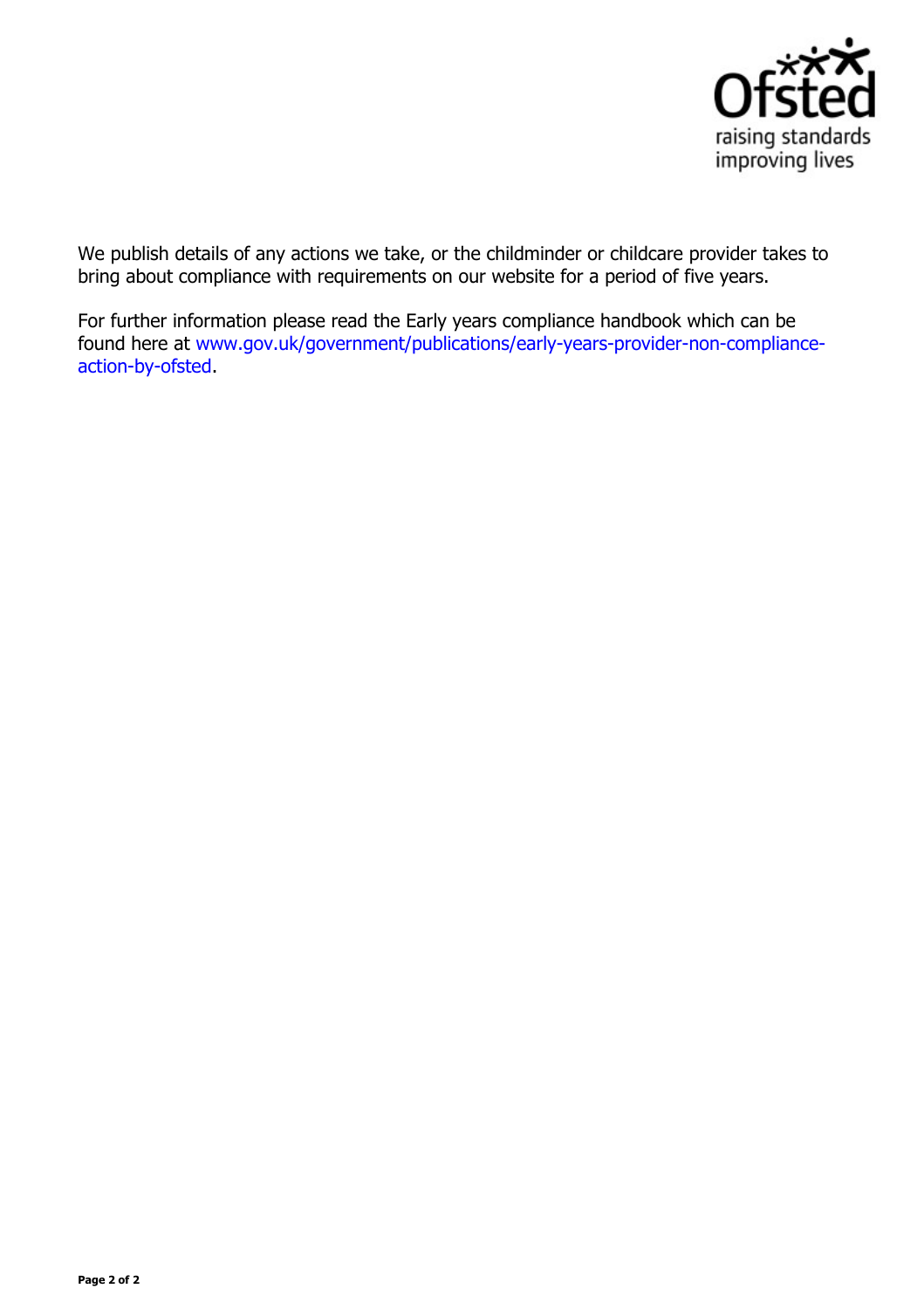We publish details of any actions we take, or the childminder or childcare provider takes to bring about compliance with requirements on our website for a period of five years.

For further information please read the Early years compliance handbook which can be found here at www.gov.uk/government/publications/early-years-provider-non-compliance-action-by-ofsted.